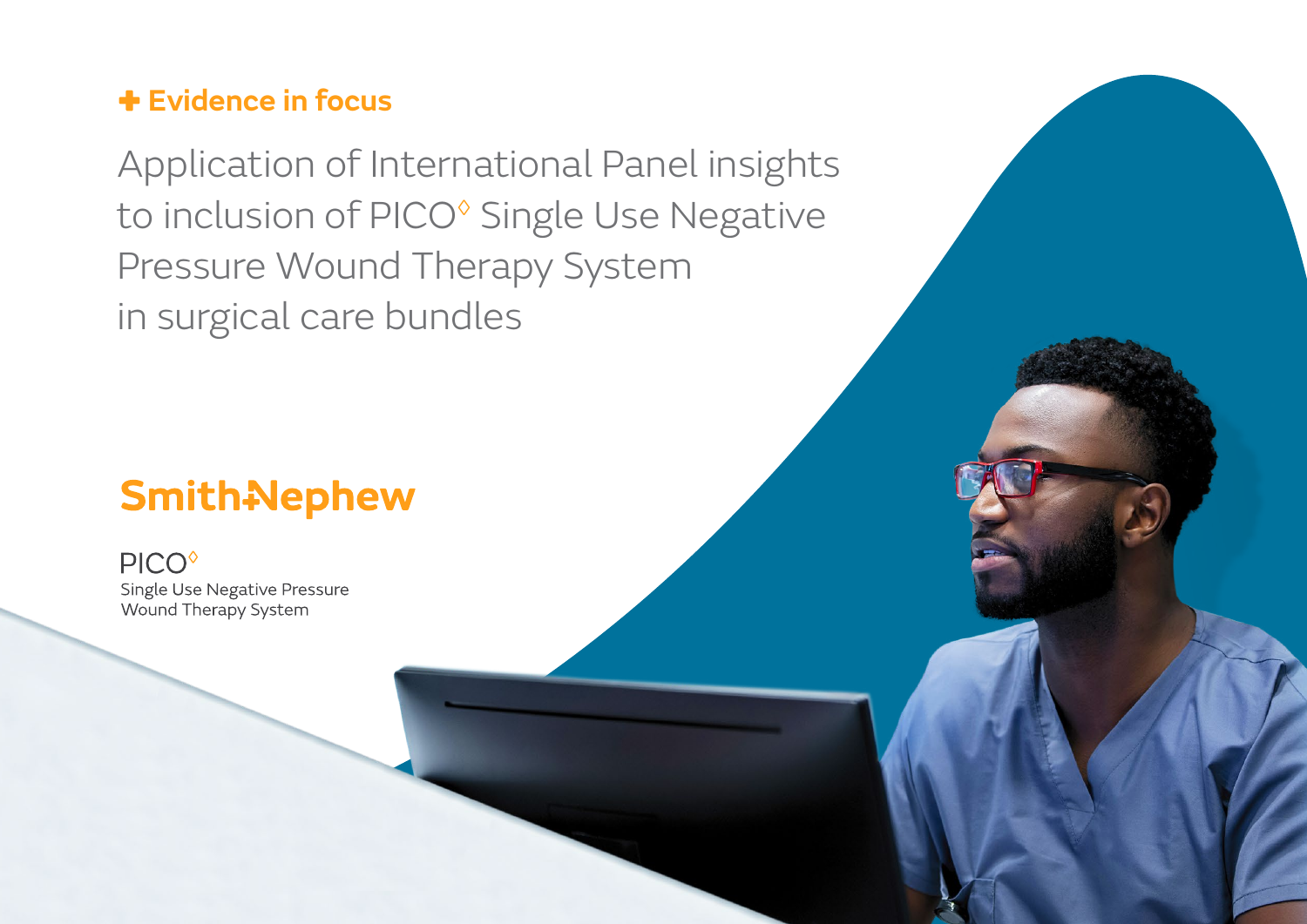**✚ Evidence in focus**

# Application of International Panel insights to inclusion of PICO◊ Single Use Negative Pressure Wound Therapy System in surgical care bundles

Smith+Nephew

PICO◊
Single Use Negative Pressure
Wound Therapy System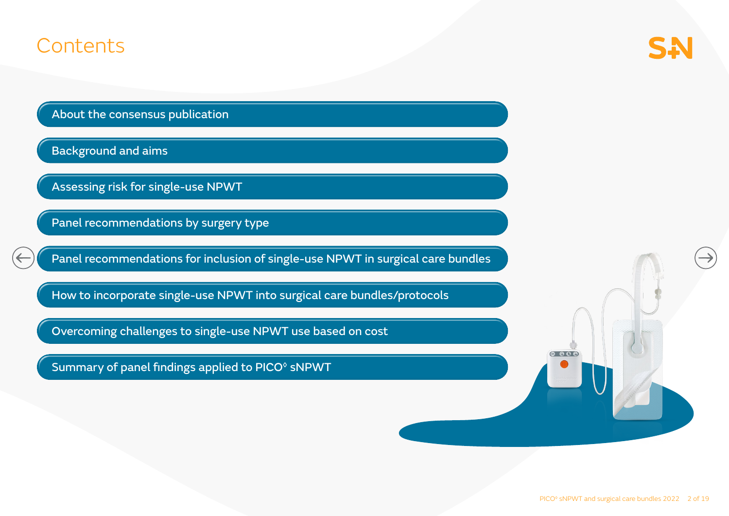# Contents

- About the consensus publication
- Background and aims
- Assessing risk for single-use NPWT
- Panel recommendations by surgery type
- Panel recommendations for inclusion of single-use NPWT in surgical care bundles
- How to incorporate single-use NPWT into surgical care bundles/protocols
- Overcoming challenges to single-use NPWT use based on cost
- Summary of panel findings applied to PICO◊ sNPWT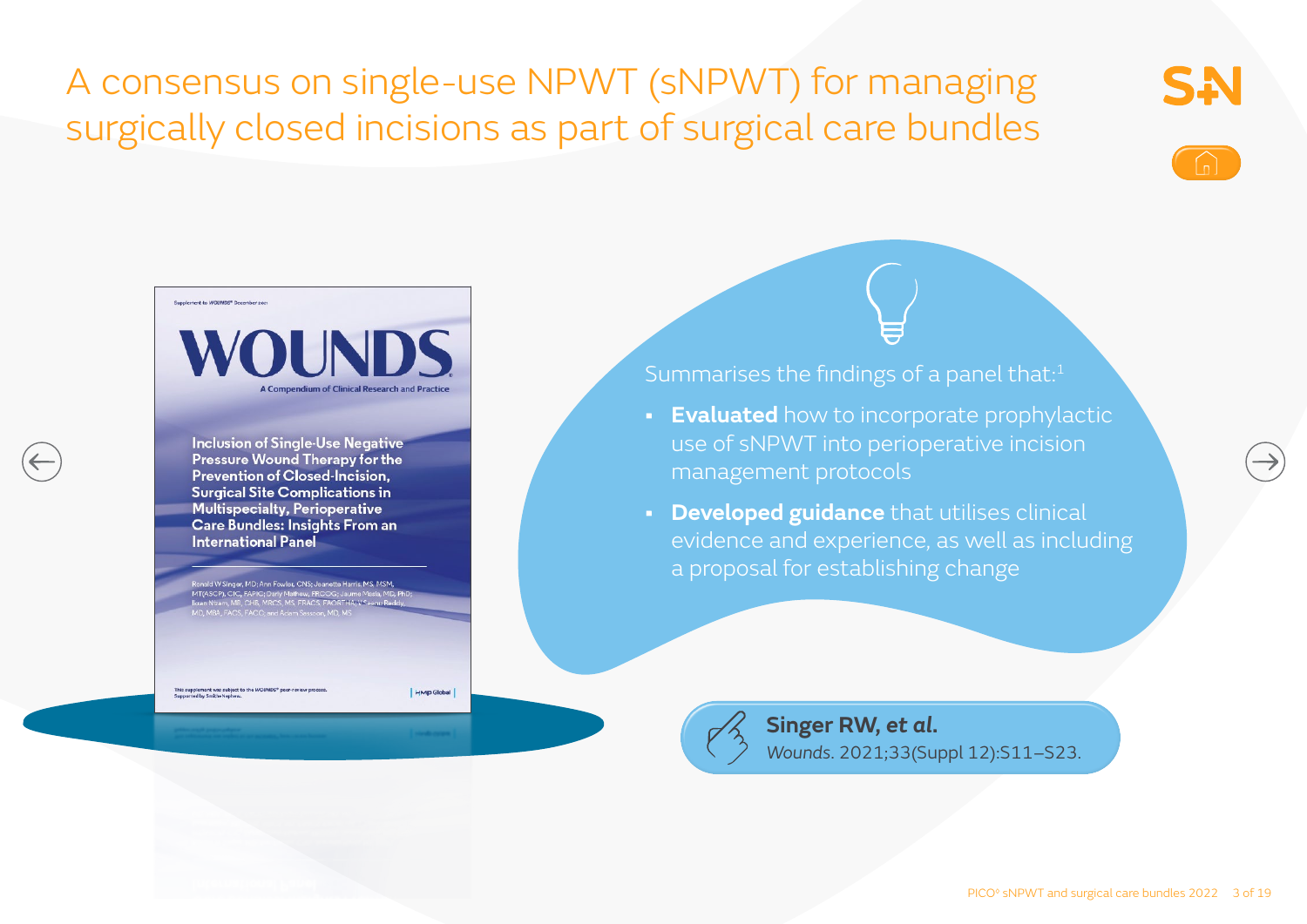# A consensus on single-use NPWT (sNPWT) for managing surgically closed incisions as part of surgical care bundles

Supplement to WOUNDS® December 2021

**WOUNDS**

A Compendium of Clinical Research and Practice

**Inclusion of Single-Use Negative Pressure Wound Therapy for the Prevention of Closed-Incision, Surgical Site Complications in Multispecialty, Perioperative Care Bundles: Insights From an International Panel**

Ronald W Singer, MD; Ann Fowler, CNS; Jeanette Harris, MS, MSM, MT(ASCP), CIC, FAPIC; Daniel Mathew, FRCOG; Jaume Mesia, MD, PhD; Ilesan Nisam, MB, ChB, MRCS, MS, FRACS, FAORTHA; V Seenu Reddy, MD, MBA, FACS, FACC; and Adam Sesson, MD, MS

This supplement was subject to the WOUNDS® peer-review process. Supported by Smith+Nephew.

HMP Global

Summarises the findings of a panel that:[1]

- **Evaluated** how to incorporate prophylactic use of sNPWT into perioperative incision management protocols
- **Developed guidance** that utilises clinical evidence and experience, as well as including a proposal for establishing change

**Singer RW, *et al.***
*Wounds*. 2021;33(Suppl 12):S11–S23.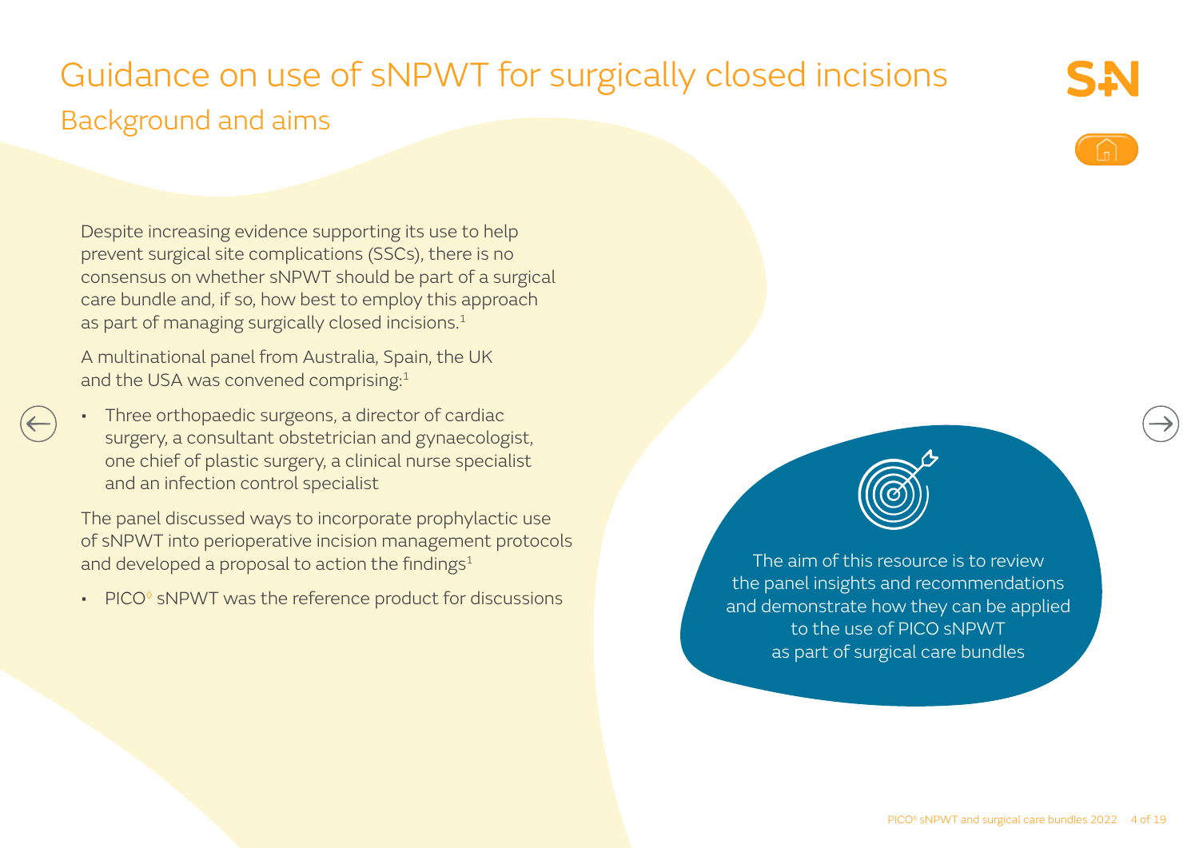# Guidance on use of sNPWT for surgically closed incisions

## Background and aims

Despite increasing evidence supporting its use to help prevent surgical site complications (SSCs), there is no consensus on whether sNPWT should be part of a surgical care bundle and, if so, how best to employ this approach as part of managing surgically closed incisions.[1]

A multinational panel from Australia, Spain, the UK and the USA was convened comprising:[1]

- Three orthopaedic surgeons, a director of cardiac surgery, a consultant obstetrician and gynaecologist, one chief of plastic surgery, a clinical nurse specialist and an infection control specialist

The panel discussed ways to incorporate prophylactic use of sNPWT into perioperative incision management protocols and developed a proposal to action the findings[1]

- PICO◊ sNPWT was the reference product for discussions

The aim of this resource is to review the panel insights and recommendations and demonstrate how they can be applied to the use of PICO sNPWT as part of surgical care bundles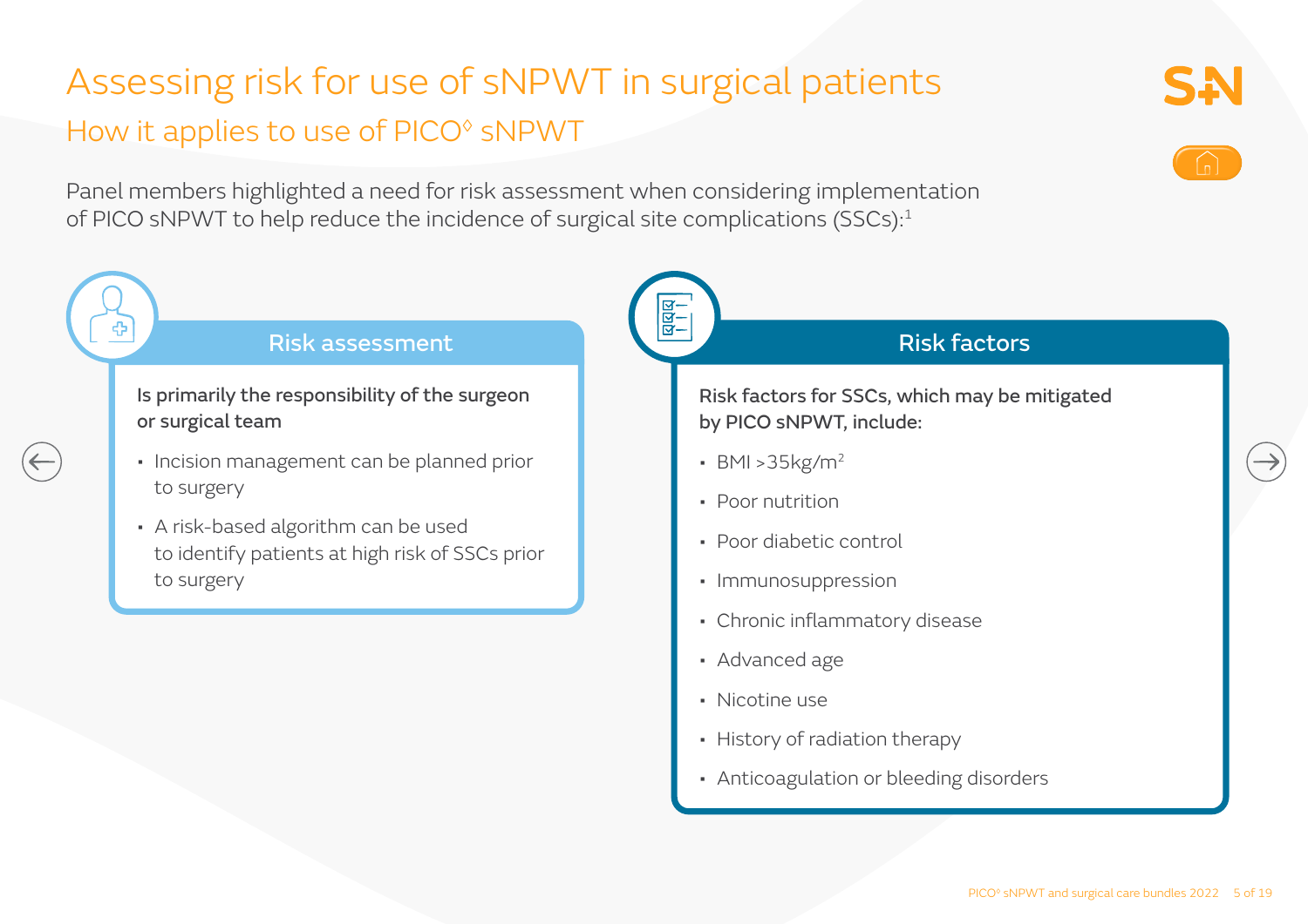# Assessing risk for use of sNPWT in surgical patients

## How it applies to use of PICO◊ sNPWT

Panel members highlighted a need for risk assessment when considering implementation of PICO sNPWT to help reduce the incidence of surgical site complications (SSCs):[1]

### Risk assessment

**Is primarily the responsibility of the surgeon or surgical team**

- Incision management can be planned prior to surgery
- A risk-based algorithm can be used to identify patients at high risk of SSCs prior to surgery

### Risk factors

**Risk factors for SSCs, which may be mitigated by PICO sNPWT, include:**

- BMI >35kg/$m^2$
- Poor nutrition
- Poor diabetic control
- Immunosuppression
- Chronic inflammatory disease
- Advanced age
- Nicotine use
- History of radiation therapy
- Anticoagulation or bleeding disorders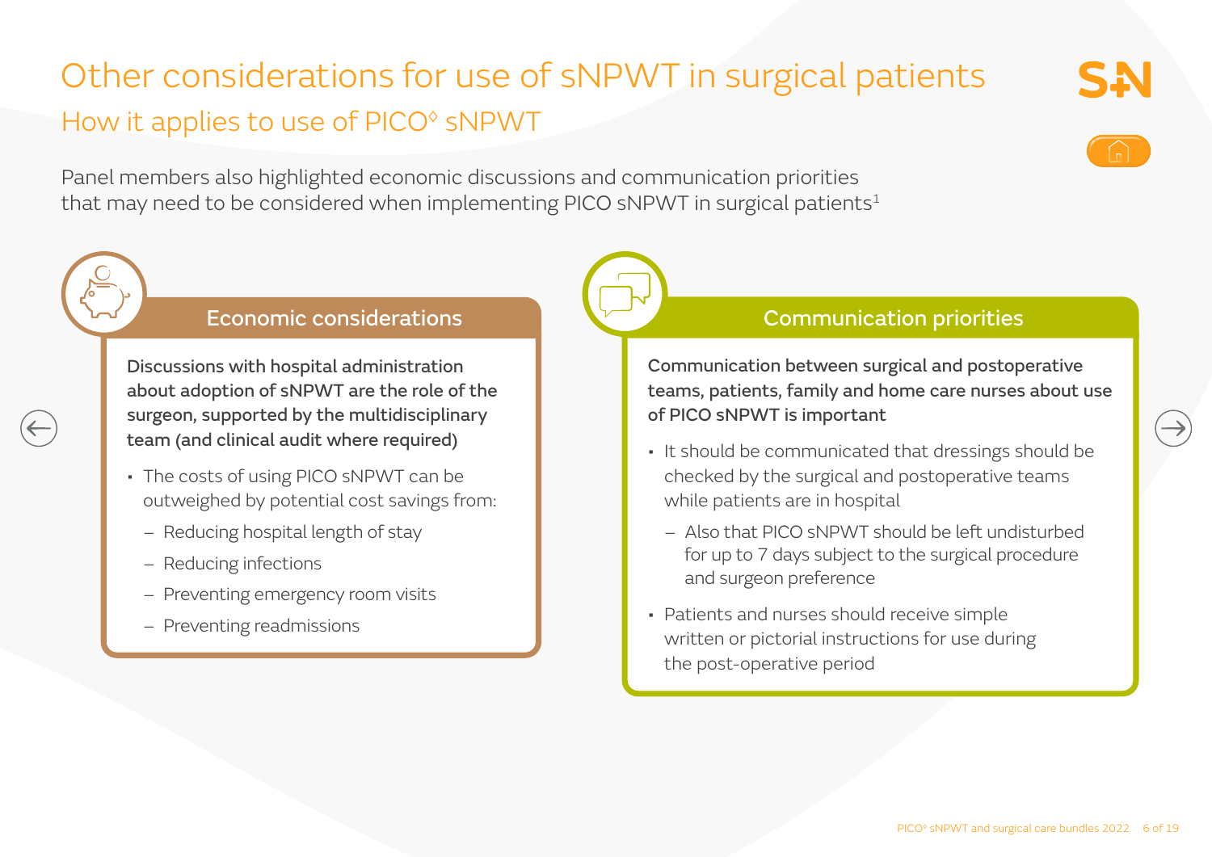# Other considerations for use of sNPWT in surgical patients

## How it applies to use of PICO◊ sNPWT

Panel members also highlighted economic discussions and communication priorities that may need to be considered when implementing PICO sNPWT in surgical patients[1]

### Economic considerations

**Discussions with hospital administration about adoption of sNPWT are the role of the surgeon, supported by the multidisciplinary team (and clinical audit where required)**

- The costs of using PICO sNPWT can be outweighed by potential cost savings from:
  - Reducing hospital length of stay
  - Reducing infections
  - Preventing emergency room visits
  - Preventing readmissions

### Communication priorities

**Communication between surgical and postoperative teams, patients, family and home care nurses about use of PICO sNPWT is important**

- It should be communicated that dressings should be checked by the surgical and postoperative teams while patients are in hospital
  - Also that PICO sNPWT should be left undisturbed for up to 7 days subject to the surgical procedure and surgeon preference
- Patients and nurses should receive simple written or pictorial instructions for use during the post-operative period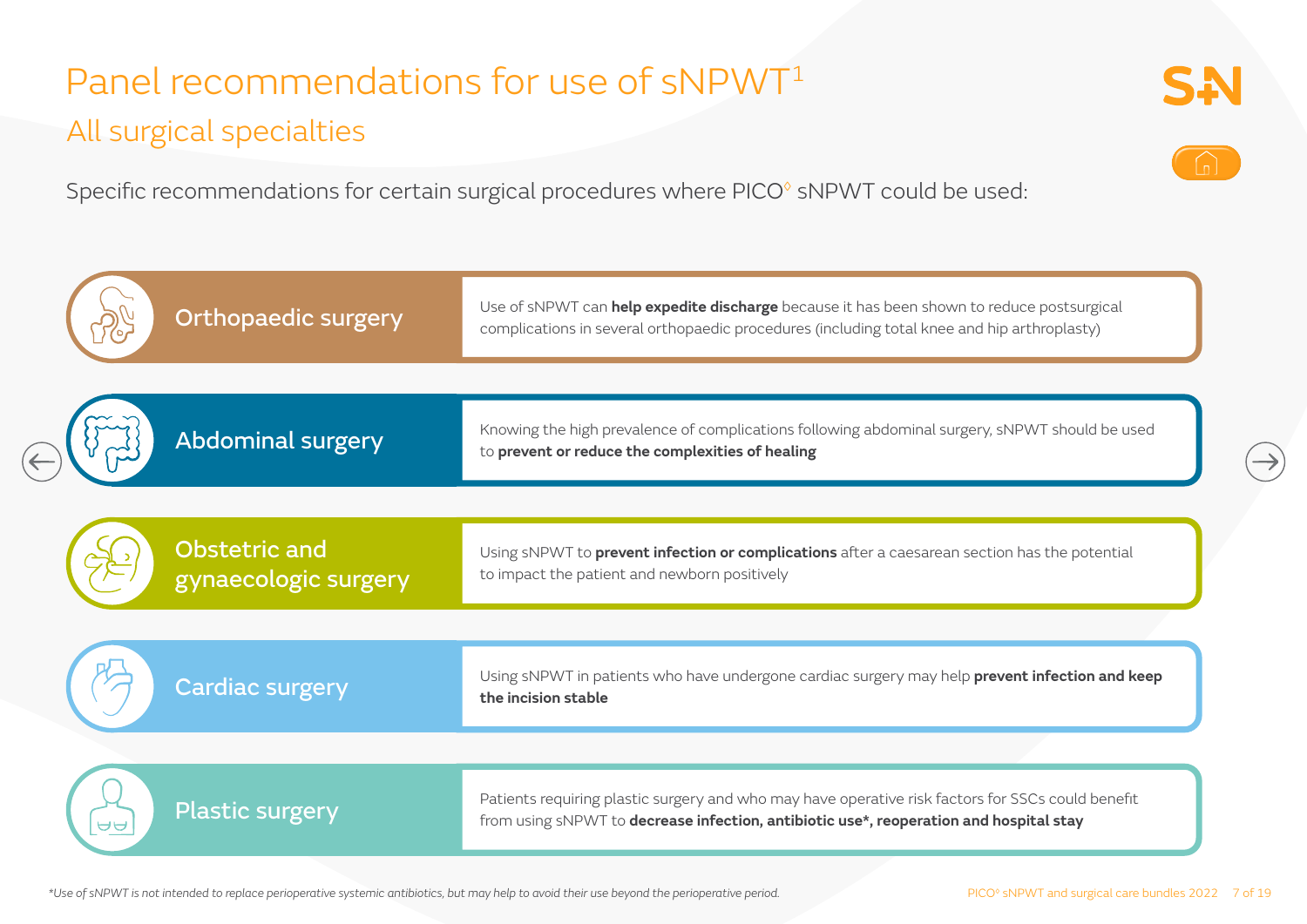# Panel recommendations for use of sNPWT[1]

## All surgical specialties

Specific recommendations for certain surgical procedures where PICO◊ sNPWT could be used:

| Surgical specialty | Recommendation |
|---|---|
| Orthopaedic surgery | Use of sNPWT can **help expedite discharge** because it has been shown to reduce postsurgical complications in several orthopaedic procedures (including total knee and hip arthroplasty) |
| Abdominal surgery | Knowing the high prevalence of complications following abdominal surgery, sNPWT should be used to **prevent or reduce the complexities of healing** |
| Obstetric and gynaecologic surgery | Using sNPWT to **prevent infection or complications** after a caesarean section has the potential to impact the patient and newborn positively |
| Cardiac surgery | Using sNPWT in patients who have undergone cardiac surgery may help **prevent infection and keep the incision stable** |
| Plastic surgery | Patients requiring plastic surgery and who may have operative risk factors for SSCs could benefit from using sNPWT to **decrease infection, antibiotic use*, reoperation and hospital stay** |

*Use of sNPWT is not intended to replace perioperative systemic antibiotics, but may help to avoid their use beyond the perioperative period.*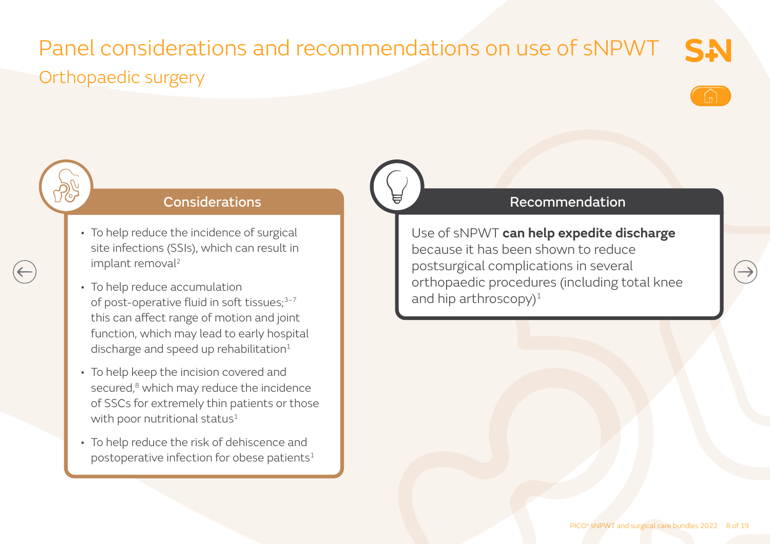# Panel considerations and recommendations on use of sNPWT

## Orthopaedic surgery

### Considerations

- To help reduce the incidence of surgical site infections (SSIs), which can result in implant removal[2]
- To help reduce accumulation of post-operative fluid in soft tissues;[3–7] this can affect range of motion and joint function, which may lead to early hospital discharge and speed up rehabilitation[1]
- To help keep the incision covered and secured,[8] which may reduce the incidence of SSCs for extremely thin patients or those with poor nutritional status[1]
- To help reduce the risk of dehiscence and postoperative infection for obese patients[1]

### Recommendation

Use of sNPWT **can help expedite discharge** because it has been shown to reduce postsurgical complications in several orthopaedic procedures (including total knee and hip arthroscopy)[1]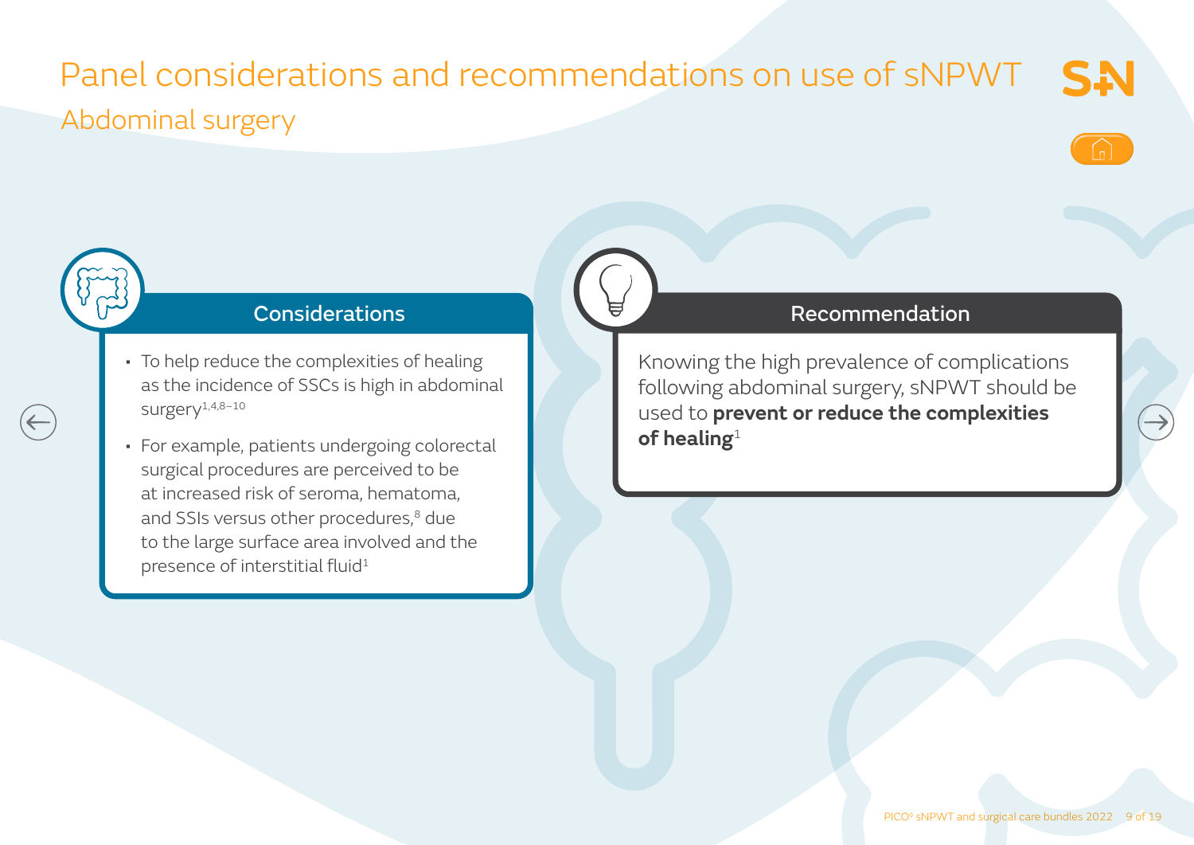# Panel considerations and recommendations on use of sNPWT

## Abdominal surgery

### Considerations

- To help reduce the complexities of healing as the incidence of SSCs is high in abdominal surgery[1,4,8–10]
- For example, patients undergoing colorectal surgical procedures are perceived to be at increased risk of seroma, hematoma, and SSIs versus other procedures,[8] due to the large surface area involved and the presence of interstitial fluid[1]

### Recommendation

Knowing the high prevalence of complications following abdominal surgery, sNPWT should be used to **prevent or reduce the complexities of healing**[1]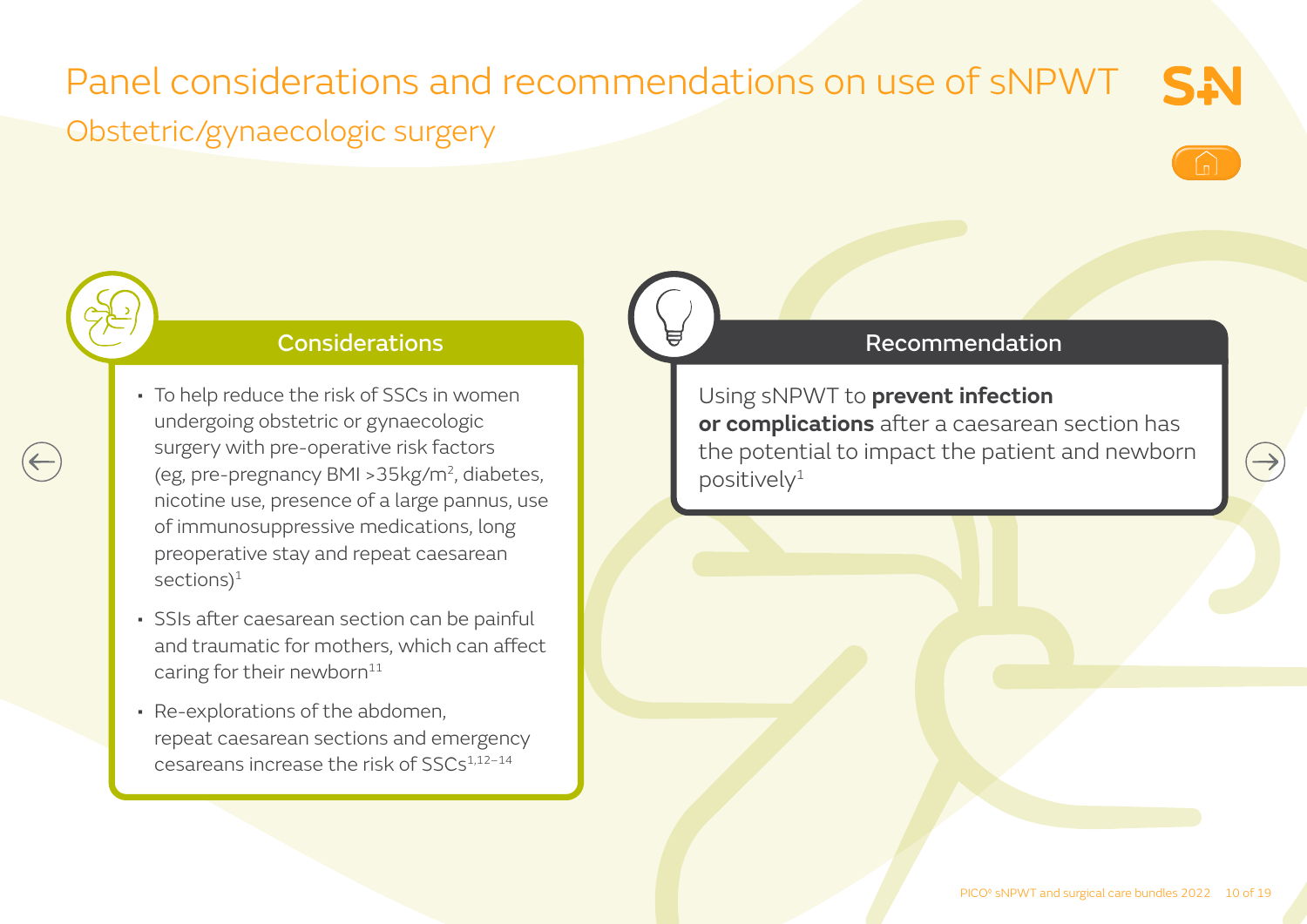# Panel considerations and recommendations on use of sNPWT

## Obstetric/gynaecologic surgery

### Considerations

- To help reduce the risk of SSCs in women undergoing obstetric or gynaecologic surgery with pre-operative risk factors (eg, pre-pregnancy BMI >35kg/m$^2$, diabetes, nicotine use, presence of a large pannus, use of immunosuppressive medications, long preoperative stay and repeat caesarean sections)[1]
- SSIs after caesarean section can be painful and traumatic for mothers, which can affect caring for their newborn[11]
- Re-explorations of the abdomen, repeat caesarean sections and emergency cesareans increase the risk of SSCs[1,12–14]

### Recommendation

Using sNPWT to **prevent infection or complications** after a caesarean section has the potential to impact the patient and newborn positively[1]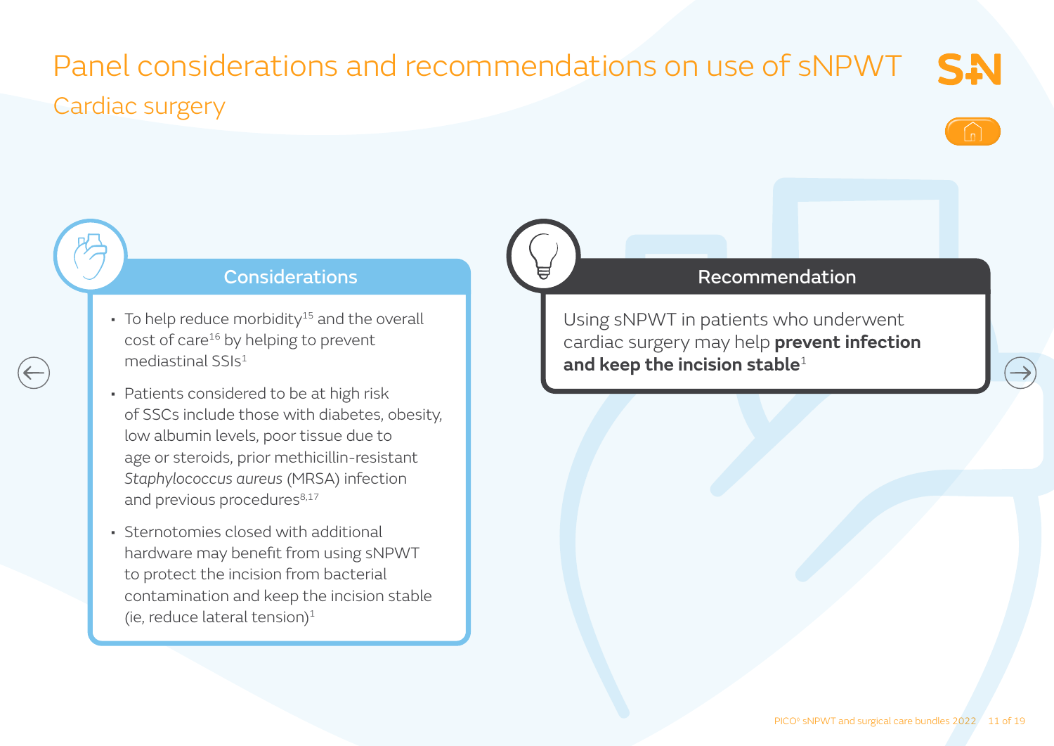# Panel considerations and recommendations on use of sNPWT

## Cardiac surgery

### Considerations

- To help reduce morbidity[15] and the overall cost of care[16] by helping to prevent mediastinal SSIs[1]
- Patients considered to be at high risk of SSCs include those with diabetes, obesity, low albumin levels, poor tissue due to age or steroids, prior methicillin-resistant *Staphylococcus aureus* (MRSA) infection and previous procedures[8,17]
- Sternotomies closed with additional hardware may benefit from using sNPWT to protect the incision from bacterial contamination and keep the incision stable (ie, reduce lateral tension)[1]

### Recommendation

Using sNPWT in patients who underwent cardiac surgery may help **prevent infection and keep the incision stable**[1]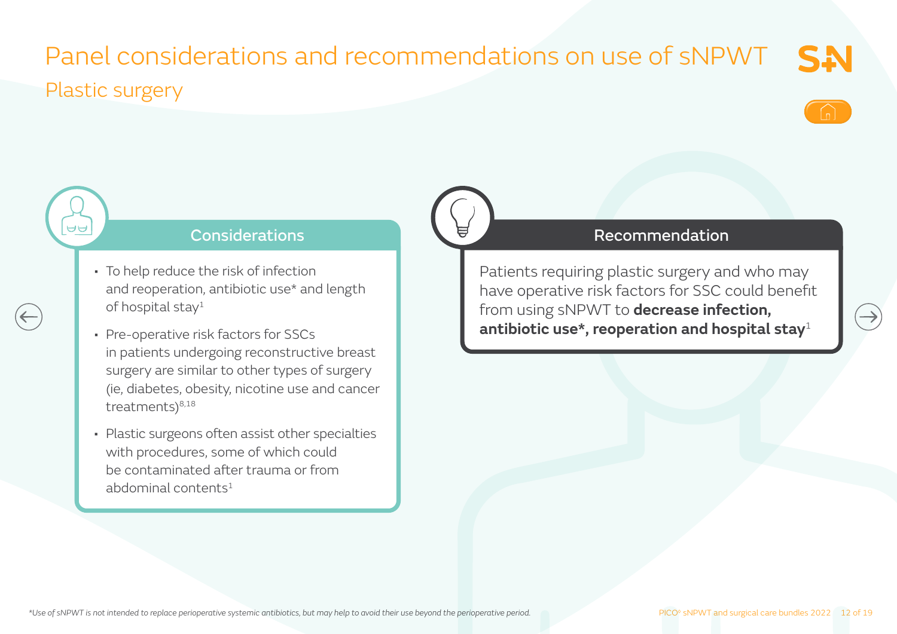# Panel considerations and recommendations on use of sNPWT

## Plastic surgery

### Considerations

- To help reduce the risk of infection and reoperation, antibiotic use* and length of hospital stay[1]
- Pre-operative risk factors for SSCs in patients undergoing reconstructive breast surgery are similar to other types of surgery (ie, diabetes, obesity, nicotine use and cancer treatments)[8,18]
- Plastic surgeons often assist other specialties with procedures, some of which could be contaminated after trauma or from abdominal contents[1]

### Recommendation

Patients requiring plastic surgery and who may have operative risk factors for SSC could benefit from using sNPWT to **decrease infection, antibiotic use*, reoperation and hospital stay**[1]

*Use of sNPWT is not intended to replace perioperative systemic antibiotics, but may help to avoid their use beyond the perioperative period.*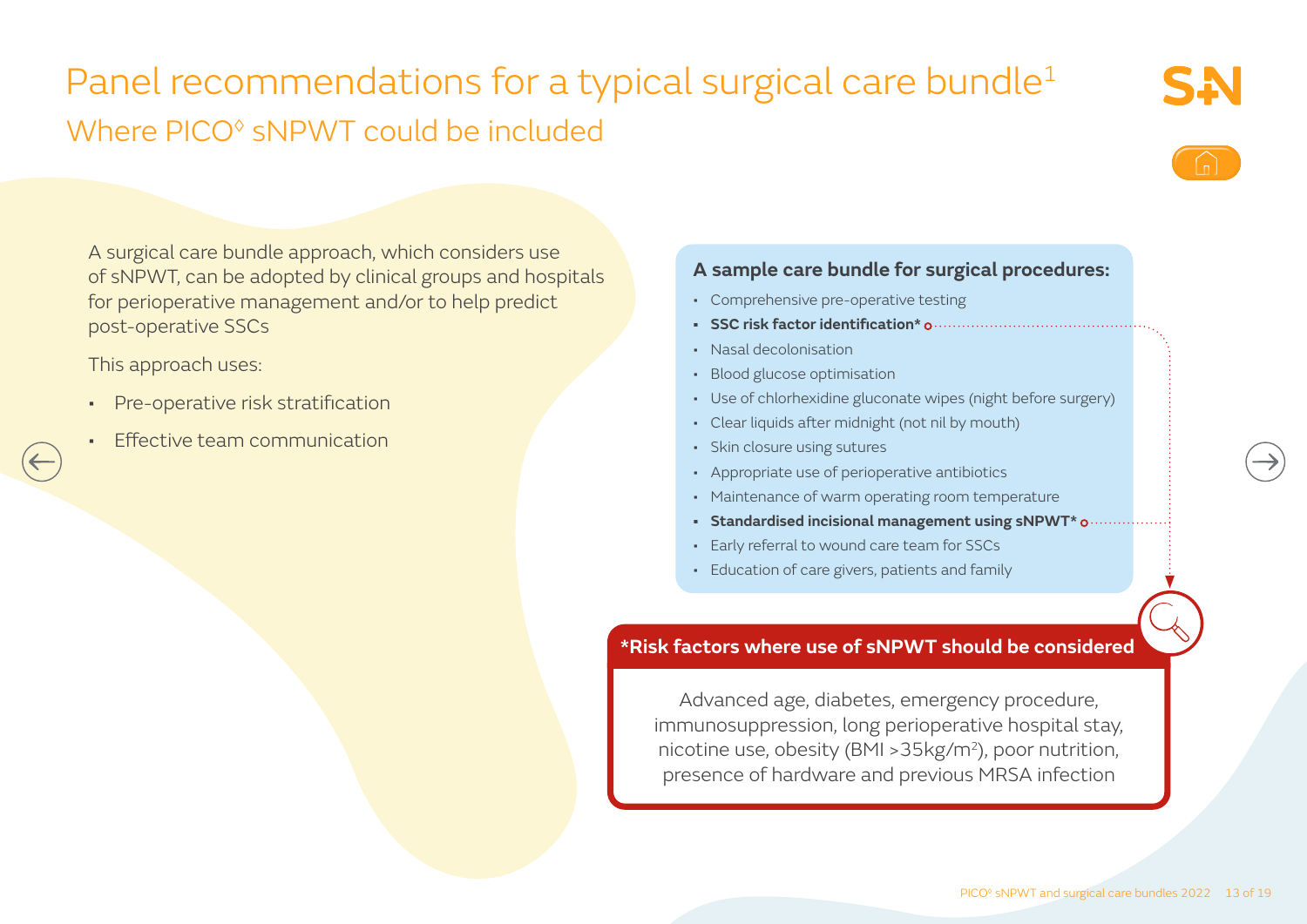# Panel recommendations for a typical surgical care bundle[1]

## Where PICO◊ sNPWT could be included

A surgical care bundle approach, which considers use of sNPWT, can be adopted by clinical groups and hospitals for perioperative management and/or to help predict post-operative SSCs

This approach uses:

- Pre-operative risk stratification
- Effective team communication

### A sample care bundle for surgical procedures:

- Comprehensive pre-operative testing
- **SSC risk factor identification***
- Nasal decolonisation
- Blood glucose optimisation
- Use of chlorhexidine gluconate wipes (night before surgery)
- Clear liquids after midnight (not nil by mouth)
- Skin closure using sutures
- Appropriate use of perioperative antibiotics
- Maintenance of warm operating room temperature
- **Standardised incisional management using sNPWT***
- Early referral to wound care team for SSCs
- Education of care givers, patients and family

### *Risk factors where use of sNPWT should be considered

Advanced age, diabetes, emergency procedure, immunosuppression, long perioperative hospital stay, nicotine use, obesity (BMI >35kg/m$^2$), poor nutrition, presence of hardware and previous MRSA infection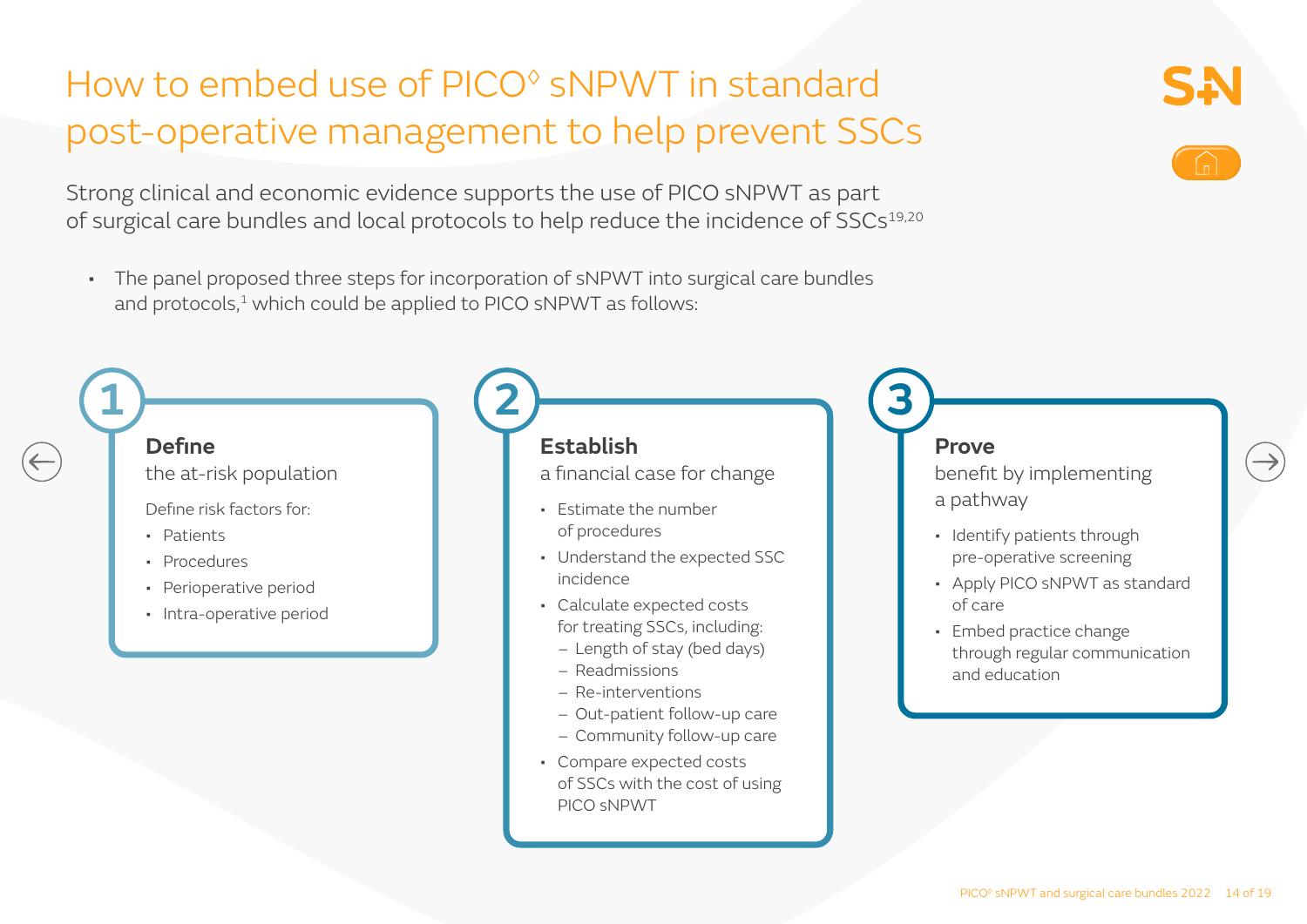# How to embed use of PICO◊ sNPWT in standard post-operative management to help prevent SSCs

Strong clinical and economic evidence supports the use of PICO sNPWT as part of surgical care bundles and local protocols to help reduce the incidence of SSCs[19,20]

- The panel proposed three steps for incorporation of sNPWT into surgical care bundles and protocols,[1] which could be applied to PICO sNPWT as follows:

## 1 Define

the at-risk population

Define risk factors for:

- Patients
- Procedures
- Perioperative period
- Intra-operative period

## 2 Establish

a financial case for change

- Estimate the number of procedures
- Understand the expected SSC incidence
- Calculate expected costs for treating SSCs, including:
  - Length of stay (bed days)
  - Readmissions
  - Re-interventions
  - Out-patient follow-up care
  - Community follow-up care
- Compare expected costs of SSCs with the cost of using PICO sNPWT

## 3 Prove

benefit by implementing a pathway

- Identify patients through pre-operative screening
- Apply PICO sNPWT as standard of care
- Embed practice change through regular communication and education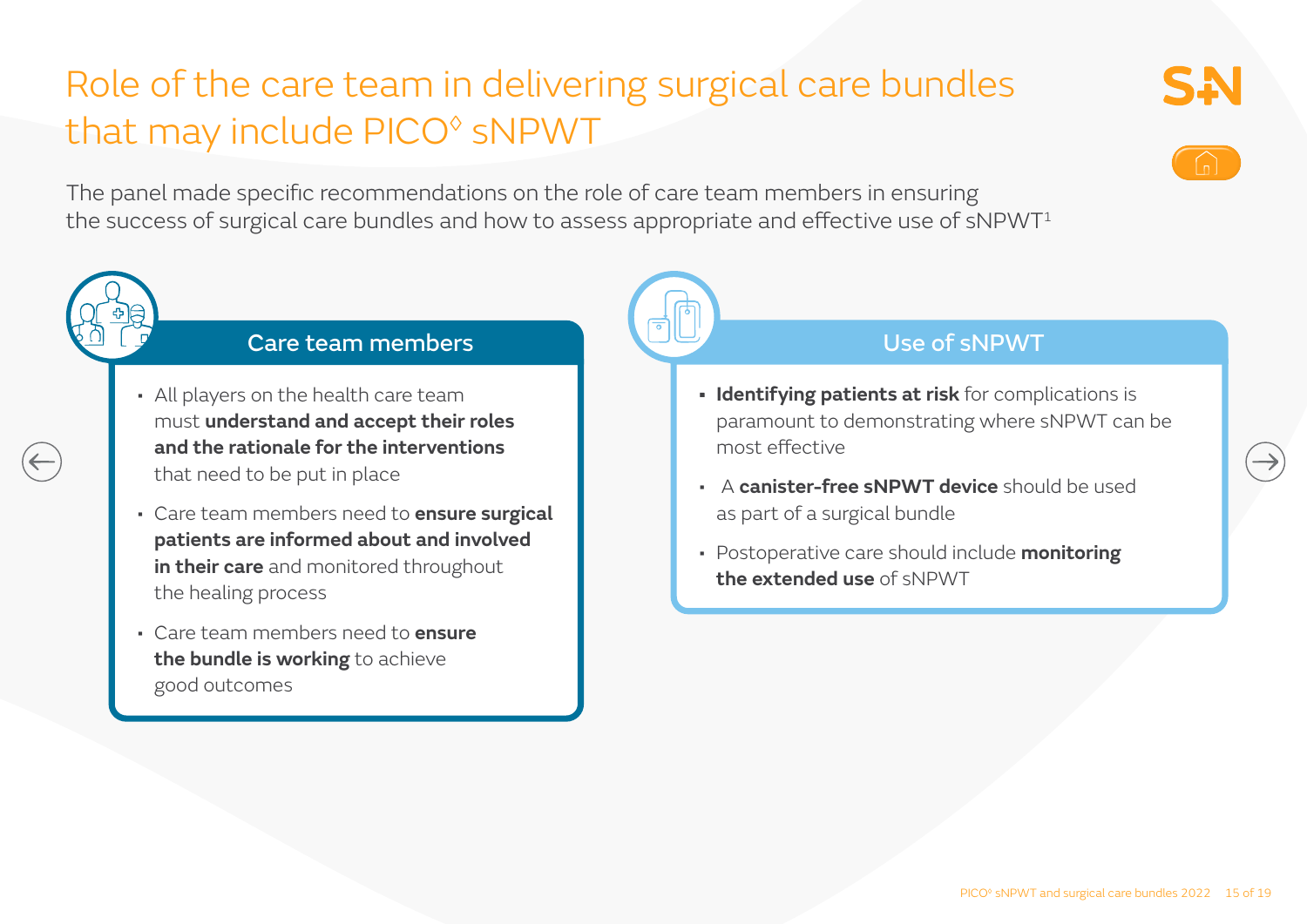# Role of the care team in delivering surgical care bundles that may include PICO◊ sNPWT

The panel made specific recommendations on the role of care team members in ensuring the success of surgical care bundles and how to assess appropriate and effective use of sNPWT[1]

## Care team members

- All players on the health care team must **understand and accept their roles and the rationale for the interventions** that need to be put in place
- Care team members need to **ensure surgical patients are informed about and involved in their care** and monitored throughout the healing process
- Care team members need to **ensure the bundle is working** to achieve good outcomes

## Use of sNPWT

- **Identifying patients at risk** for complications is paramount to demonstrating where sNPWT can be most effective
- A **canister-free sNPWT device** should be used as part of a surgical bundle
- Postoperative care should include **monitoring the extended use** of sNPWT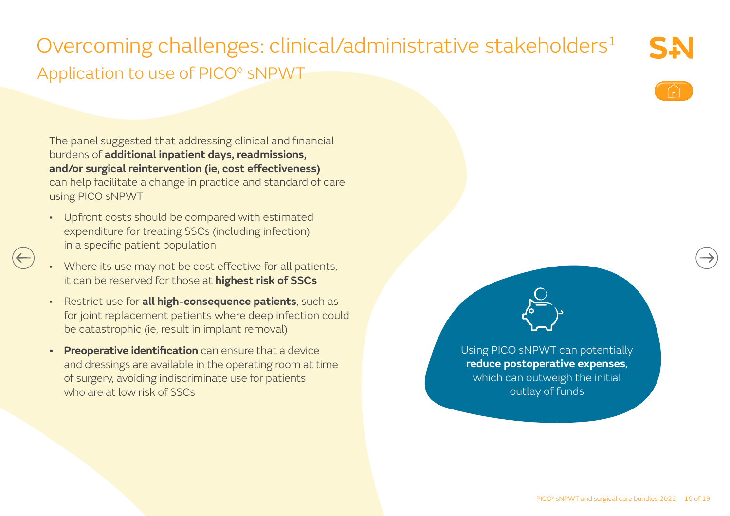# Overcoming challenges: clinical/administrative stakeholders[1]

## Application to use of PICO◊ sNPWT

The panel suggested that addressing clinical and financial burdens of **additional inpatient days, readmissions, and/or surgical reintervention (ie, cost effectiveness)** can help facilitate a change in practice and standard of care using PICO sNPWT

- Upfront costs should be compared with estimated expenditure for treating SSCs (including infection) in a specific patient population
- Where its use may not be cost effective for all patients, it can be reserved for those at **highest risk of SSCs**
- Restrict use for **all high-consequence patients**, such as for joint replacement patients where deep infection could be catastrophic (ie, result in implant removal)
- **Preoperative identification** can ensure that a device and dressings are available in the operating room at time of surgery, avoiding indiscriminate use for patients who are at low risk of SSCs

Using PICO sNPWT can potentially **reduce postoperative expenses**, which can outweigh the initial outlay of funds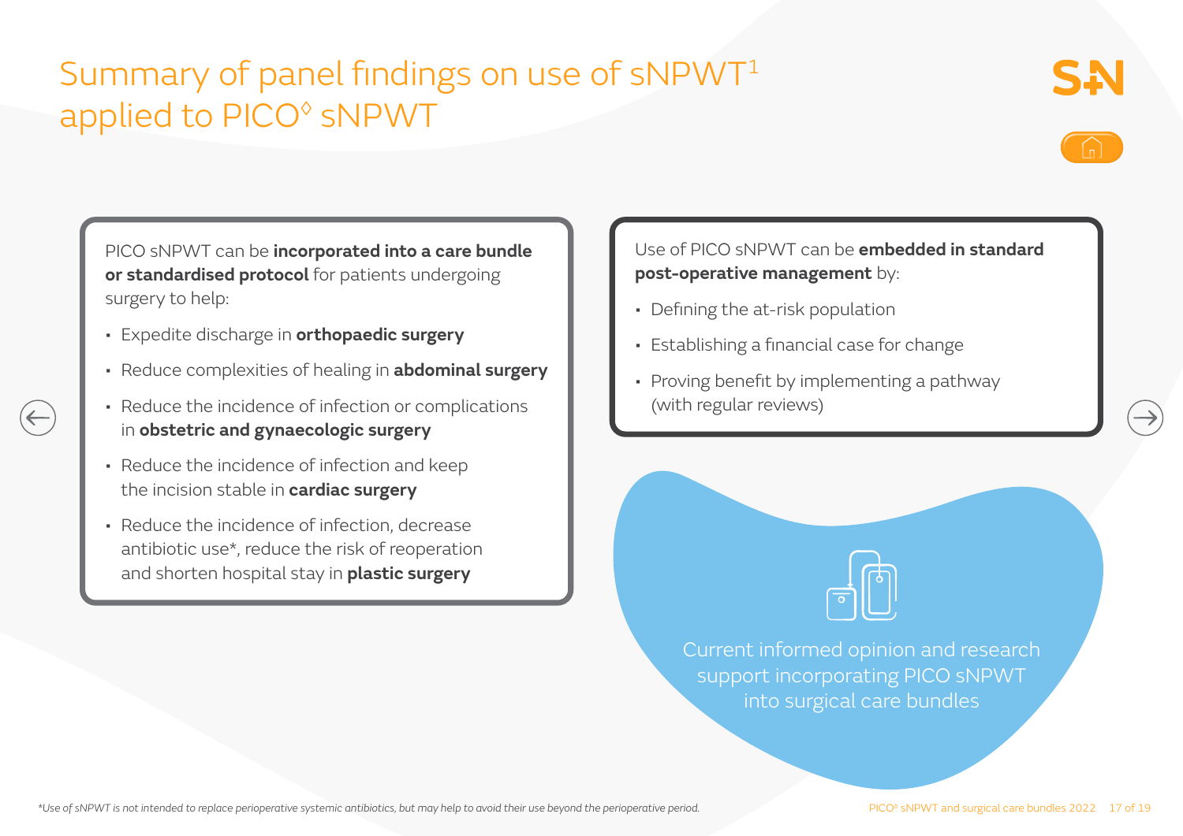# Summary of panel findings on use of sNPWT[1] applied to PICO◊ sNPWT

PICO sNPWT can be **incorporated into a care bundle or standardised protocol** for patients undergoing surgery to help:

- Expedite discharge in **orthopaedic surgery**
- Reduce complexities of healing in **abdominal surgery**
- Reduce the incidence of infection or complications in **obstetric and gynaecologic surgery**
- Reduce the incidence of infection and keep the incision stable in **cardiac surgery**
- Reduce the incidence of infection, decrease antibiotic use*, reduce the risk of reoperation and shorten hospital stay in **plastic surgery**

Use of PICO sNPWT can be **embedded in standard post-operative management** by:

- Defining the at-risk population
- Establishing a financial case for change
- Proving benefit by implementing a pathway (with regular reviews)

Current informed opinion and research support incorporating PICO sNPWT into surgical care bundles

*Use of sNPWT is not intended to replace perioperative systemic antibiotics, but may help to avoid their use beyond the perioperative period.*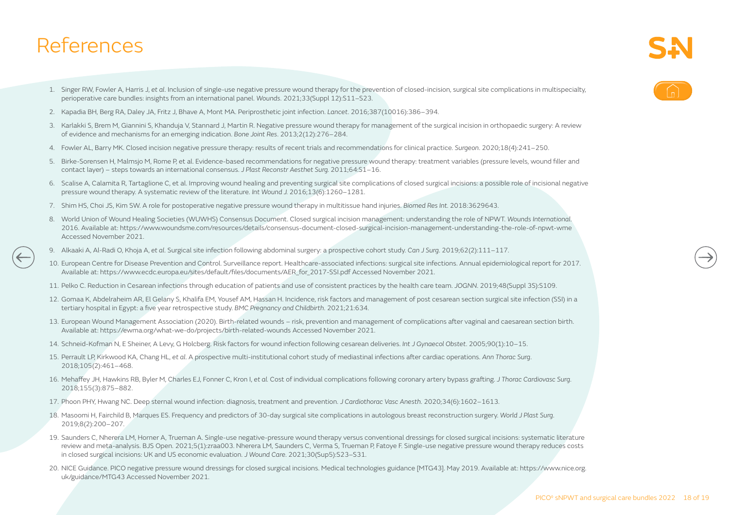# References

1. Singer RW, Fowler A, Harris J, *et al*. Inclusion of single-use negative pressure wound therapy for the prevention of closed-incision, surgical site complications in multispecialty, perioperative care bundles: insights from an international panel. *Wounds*. 2021;33(Suppl 12):S11–S23.
2. Kapadia BH, Berg RA, Daley JA, Fritz J, Bhave A, Mont MA. Periprosthetic joint infection. *Lancet*. 2016;387(10016):386–394.
3. Karlakki S, Brem M, Giannini S, Khanduja V, Stannard J, Martin R. Negative pressure wound therapy for management of the surgical incision in orthopaedic surgery: A review of evidence and mechanisms for an emerging indication. *Bone Joint Res*. 2013;2(12):276–284.
4. Fowler AL, Barry MK. Closed incision negative pressure therapy: results of recent trials and recommendations for clinical practice. *Surgeon*. 2020;18(4):241–250.
5. Birke-Sorensen H, Malmsjo M, Rome P, et al. Evidence-based recommendations for negative pressure wound therapy: treatment variables (pressure levels, wound filler and contact layer) – steps towards an international consensus. *J Plast Reconstr Aesthet Surg*. 2011;64:S1–16.
6. Scalise A, Calamita R, Tartaglione C, et al. Improving wound healing and preventing surgical site complications of closed surgical incisions: a possible role of incisional negative pressure wound therapy. A systematic review of the literature. *Int Wound J*. 2016;13(6):1260–1281.
7. Shim HS, Choi JS, Kim SW. A role for postoperative negative pressure wound therapy in multitissue hand injuries. *Biomed Res Int*. 2018:3629643.
8. World Union of Wound Healing Societies (WUWHS) Consensus Document. Closed surgical incision management: understanding the role of NPWT. *Wounds International*. 2016. Available at: https://www.woundsme.com/resources/details/consensus-document-closed-surgical-incision-management-understanding-the-role-of-npwt-wme Accessed November 2021.
9. Alkaaki A, Al-Radi O, Khoja A, *et al*. Surgical site infection following abdominal surgery: a prospective cohort study. *Can J Surg*. 2019;62(2):111–117.
10. European Centre for Disease Prevention and Control. Surveillance report. Healthcare-associated infections: surgical site infections. Annual epidemiological report for 2017. Available at: https://www.ecdc.europa.eu/sites/default/files/documents/AER_for_2017-SSI.pdf Accessed November 2021.
11. Pelko C. Reduction in Cesarean infections through education of patients and use of consistent practices by the health care team. *JOGNN*. 2019;48(Suppl 3S):S109.
12. Gomaa K, Abdelraheim AR, El Gelany S, Khalifa EM, Yousef AM, Hassan H. Incidence, risk factors and management of post cesarean section surgical site infection (SSI) in a tertiary hospital in Egypt: a five year retrospective study. *BMC Pregnancy and Childbirth*. 2021;21:634.
13. European Wound Management Association (2020). Birth-related wounds – risk, prevention and management of complications after vaginal and caesarean section birth. Available at: https://ewma.org/what-we-do/projects/birth-related-wounds Accessed November 2021.
14. Schneid-Kofman N, E Sheiner, A Levy, G Holcberg. Risk factors for wound infection following cesarean deliveries. *Int J Gynaecol Obstet*. 2005;90(1):10–15.
15. Perrault LP, Kirkwood KA, Chang HL, *et al*. A prospective multi-institutional cohort study of mediastinal infections after cardiac operations. *Ann Thorac Surg*. 2018;105(2):461–468.
16. Mehaffey JH, Hawkins RB, Byler M, Charles EJ, Fonner C, Kron I, *et al*. Cost of individual complications following coronary artery bypass grafting. *J Thorac Cardiovasc Surg*. 2018;155(3):875–882.
17. Phoon PHY, Hwang NC. Deep sternal wound infection: diagnosis, treatment and prevention. *J Cardiothorac Vasc Anesth*. 2020;34(6):1602–1613.
18. Masoomi H, Fairchild B, Marques ES. Frequency and predictors of 30-day surgical site complications in autologous breast reconstruction surgery. *World J Plast Surg*. 2019;8(2):200–207.
19. Saunders C, Nherera LM, Horner A, Trueman A. Single-use negative-pressure wound therapy versus conventional dressings for closed surgical incisions: systematic literature review and meta-analysis. BJS Open. 2021;5(1):zraa003. Nherera LM, Saunders C, Verma S, Trueman P, Fatoye F. Single-use negative pressure wound therapy reduces costs in closed surgical incisions: UK and US economic evaluation. *J Wound Care*. 2021;30(Sup5):S23–S31.
20. NICE Guidance. PICO negative pressure wound dressings for closed surgical incisions. Medical technologies guidance [MTG43]. May 2019. Available at: https://www.nice.org.uk/guidance/MTG43 Accessed November 2021.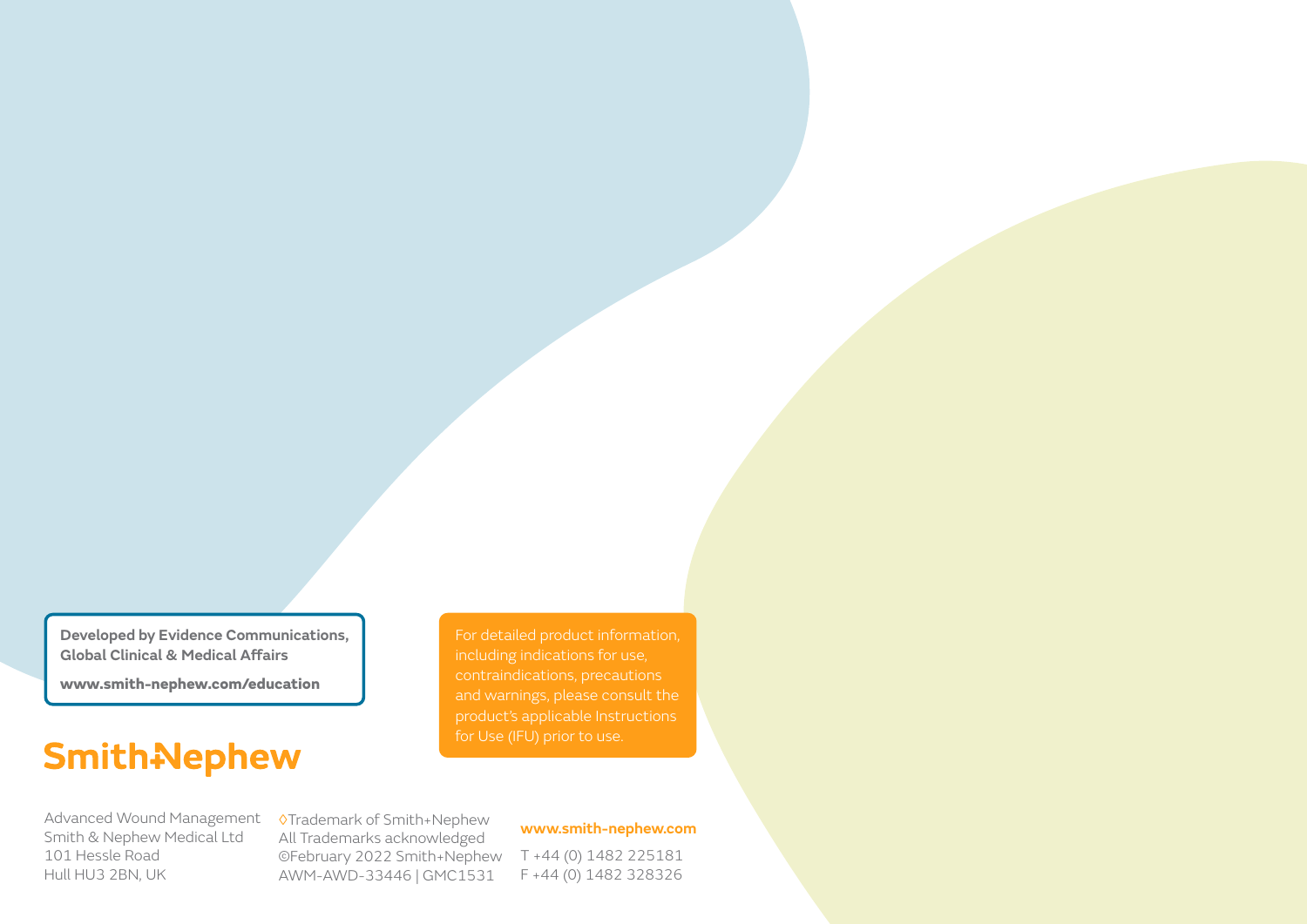**Developed by Evidence Communications, Global Clinical & Medical Affairs**

**www.smith-nephew.com/education**

For detailed product information, including indications for use, contraindications, precautions and warnings, please consult the product's applicable Instructions for Use (IFU) prior to use.

**Smith+Nephew**

Advanced Wound Management
Smith & Nephew Medical Ltd
101 Hessle Road
Hull HU3 2BN, UK

◊Trademark of Smith+Nephew
All Trademarks acknowledged
©February 2022 Smith+Nephew
AWM-AWD-33446 | GMC1531

**www.smith-nephew.com**

T +44 (0) 1482 225181
F +44 (0) 1482 328326